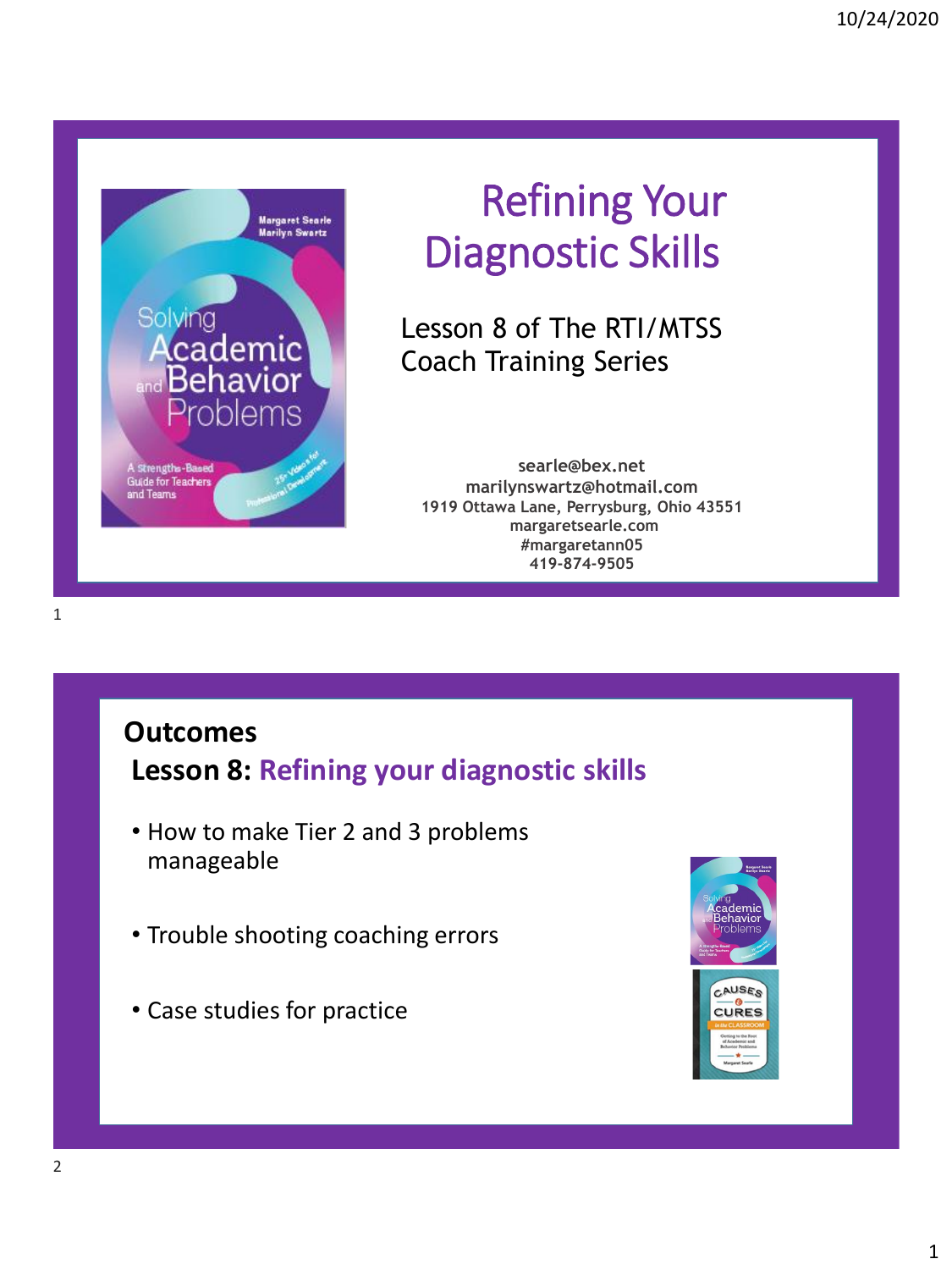# Refining Your Diagnostic Skills

Lesson 8 of The RTI/MTSS Coach Training Series

**searle@bex.net**
**marilynswartz@hotmail.com**
**1919 Ottawa Lane, Perrysburg, Ohio 43551**
**margaretsearle.com**
**#margaretann05**
**419-874-9505**

## Outcomes

### Lesson 8: Refining your diagnostic skills

- How to make Tier 2 and 3 problems manageable
- Trouble shooting coaching errors
- Case studies for practice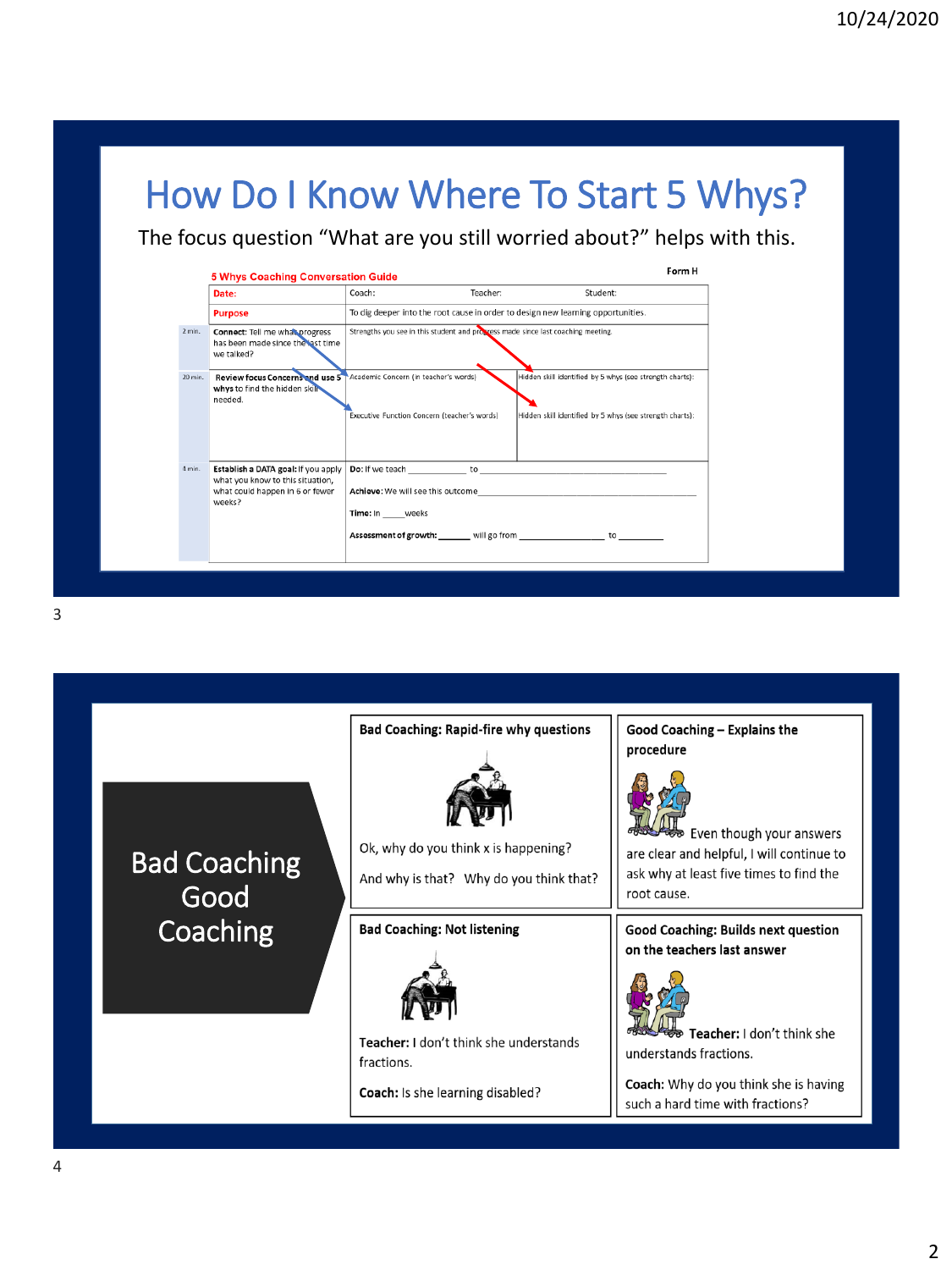# How Do I Know Where To Start 5 Whys?

The focus question “What are you still worried about?” helps with this.

**5 Whys Coaching Conversation Guide** — Form H

| | | | |
|---|---|---|---|
| | **Date:** | Coach: Teacher: Student: | |
| | **Purpose** | To dig deeper into the root cause in order to design new learning opportunities. | |
| 2 min. | **Connect:** Tell me what progress has been made since the last time we talked? | Strengths you see in this student and progress made since last coaching meeting. | |
| 20 min. | **Review focus Concerns and use 5 whys** to find the hidden skill needed. | Academic Concern (in teacher's words) | Hidden skill identified by 5 whys (see strength charts): |
| | | Executive Function Concern (teacher's words) | Hidden skill identified by 5 whys (see strength charts): |
| 4 min. | **Establish a DATA goal:** If you apply what you know to this situation, what could happen in 6 or fewer weeks? | **Do:** If we teach ___________ to ___________<br>**Achieve:** We will see this outcome___________<br>**Time:** In _____weeks<br>**Assessment of growth:** ______ will go from ___________ to ________ | |

# Bad Coaching Good Coaching

**Bad Coaching: Rapid-fire why questions**

Ok, why do you think x is happening?

And why is that? Why do you think that?

**Good Coaching – Explains the procedure**

Even though your answers are clear and helpful, I will continue to ask why at least five times to find the root cause.

**Bad Coaching: Not listening**

**Teacher:** I don’t think she understands fractions.

**Coach:** Is she learning disabled?

**Good Coaching: Builds next question on the teachers last answer**

**Teacher:** I don’t think she understands fractions.

**Coach:** Why do you think she is having such a hard time with fractions?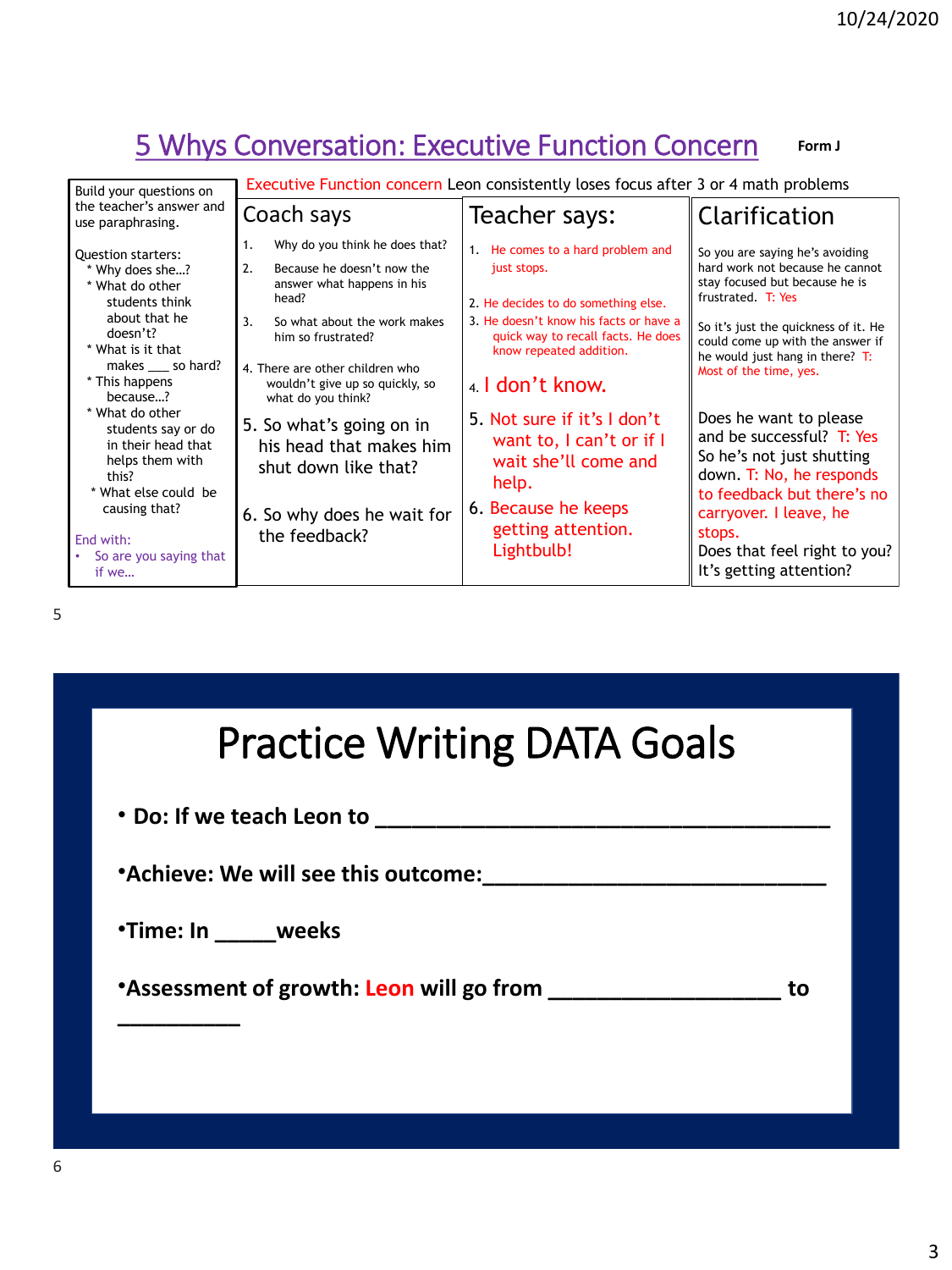## 5 Whys Conversation: Executive Function Concern

**Form J**

Build your questions on the teacher's answer and use paraphrasing.

Question starters:

* Why does she…?
* What do other students think about that he doesn't?
* What is it that makes ___ so hard?
* This happens because…?
* What do other students say or do in their head that helps them with this?
* What else could be causing that?

End with:

- So are you saying that if we…

Executive Function concern Leon consistently loses focus after 3 or 4 math problems

| Coach says | Teacher says: | Clarification |
|---|---|---|
| 1. Why do you think he does that? | 1. He comes to a hard problem and just stops. | So you are saying he's avoiding hard work not because he cannot stay focused but because he is frustrated. T: Yes |
| 2. Because he doesn't now the answer what happens in his head? | 2. He decides to do something else. | |
| 3. So what about the work makes him so frustrated? | 3. He doesn't know his facts or have a quick way to recall facts. He does know repeated addition. | So it's just the quickness of it. He could come up with the answer if he would just hang in there? T: Most of the time, yes. |
| 4. There are other children who wouldn't give up so quickly, so what do you think? | 4. I don't know. | |
| 5. So what's going on in his head that makes him shut down like that? | 5. Not sure if it's I don't want to, I can't or if I wait she'll come and help. | Does he want to please and be successful? T: Yes. So he's not just shutting down. T: No, he responds to feedback but there's no carryover. I leave, he stops. |
| 6. So why does he wait for the feedback? | 6. Because he keeps getting attention. Lightbulb! | Does that feel right to you? It's getting attention? |

## Practice Writing DATA Goals

- **Do: If we teach Leon to ________________________________________**
- **Achieve: We will see this outcome:______________________________**
- **Time: In _____weeks**
- **Assessment of growth: Leon will go from ____________________ to ___________**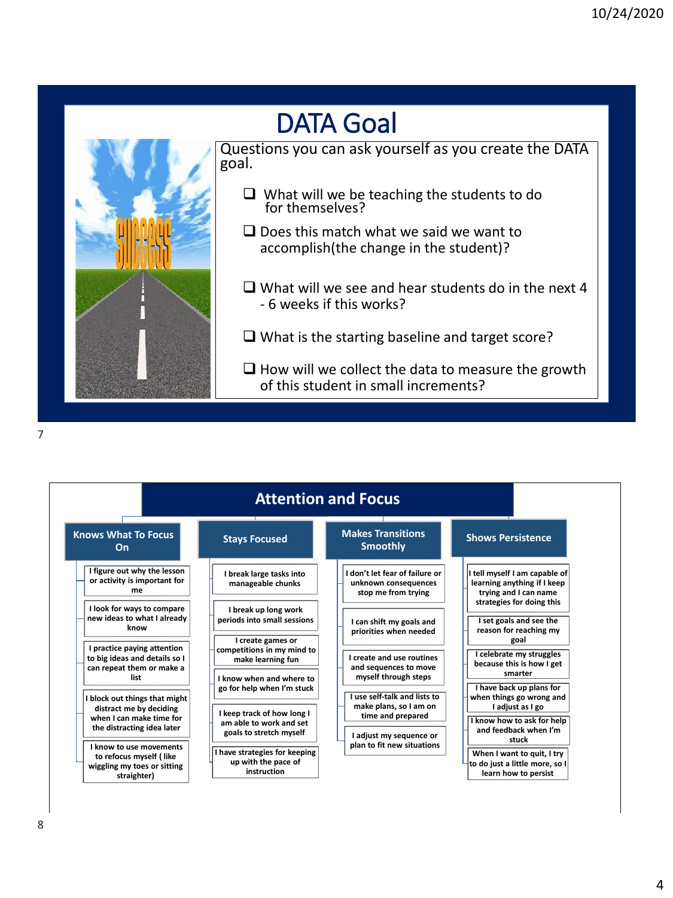# DATA Goal

Questions you can ask yourself as you create the DATA goal.

- ❑ What will we be teaching the students to do for themselves?
- ❑ Does this match what we said we want to accomplish(the change in the student)?
- ❑ What will we see and hear students do in the next 4 - 6 weeks if this works?
- ❑ What is the starting baseline and target score?
- ❑ How will we collect the data to measure the growth of this student in small increments?

# Attention and Focus

## Knows What To Focus On

- I figure out why the lesson or activity is important for me
- I look for ways to compare new ideas to what I already know
- I practice paying attention to big ideas and details so I can repeat them or make a list
- I block out things that might distract me by deciding when I can make time for the distracting idea later
- I know to use movements to refocus myself ( like wiggling my toes or sitting straighter)

## Stays Focused

- I break large tasks into manageable chunks
- I break up long work periods into small sessions
- I create games or competitions in my mind to make learning fun
- I know when and where to go for help when I'm stuck
- I keep track of how long I am able to work and set goals to stretch myself
- I have strategies for keeping up with the pace of instruction

## Makes Transitions Smoothly

- I don't let fear of failure or unknown consequences stop me from trying
- I can shift my goals and priorities when needed
- I create and use routines and sequences to move myself through steps
- I use self-talk and lists to make plans, so I am on time and prepared
- I adjust my sequence or plan to fit new situations

## Shows Persistence

- I tell myself I am capable of learning anything if I keep trying and I can name strategies for doing this
- I set goals and see the reason for reaching my goal
- I celebrate my struggles because this is how I get smarter
- I have back up plans for when things go wrong and I adjust as I go
- I know how to ask for help and feedback when I'm stuck
- When I want to quit, I try to do just a little more, so I learn how to persist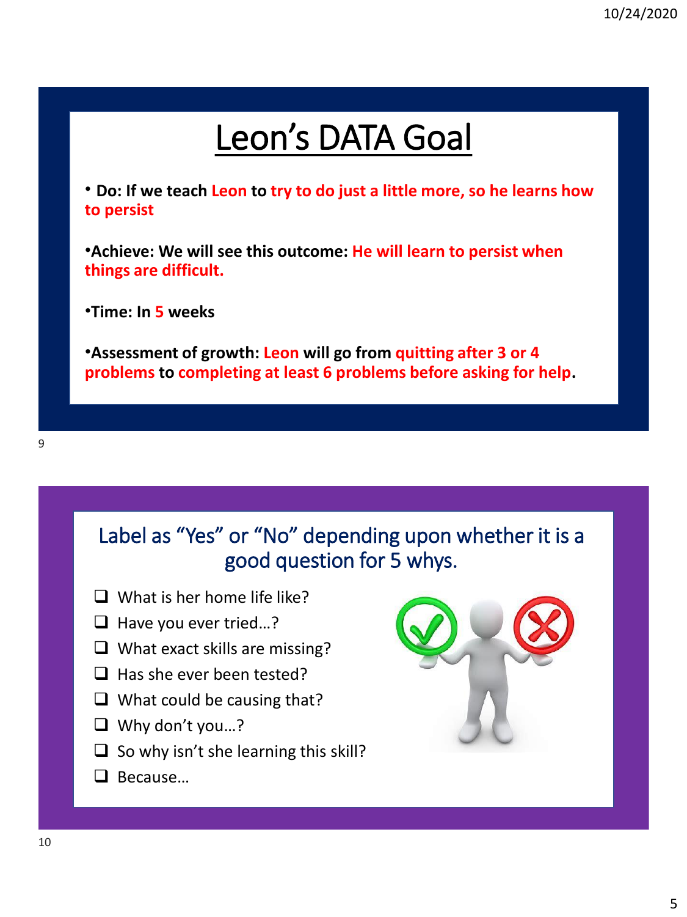# Leon's DATA Goal

- **Do: If we teach Leon to try to do just a little more, so he learns how to persist**
- **Achieve: We will see this outcome: He will learn to persist when things are difficult.**
- **Time: In 5 weeks**
- **Assessment of growth: Leon will go from quitting after 3 or 4 problems to completing at least 6 problems before asking for help.**

## Label as "Yes" or "No" depending upon whether it is a good question for 5 whys.

- [ ] What is her home life like?
- [ ] Have you ever tried…?
- [ ] What exact skills are missing?
- [ ] Has she ever been tested?
- [ ] What could be causing that?
- [ ] Why don't you…?
- [ ] So why isn't she learning this skill?
- [ ] Because…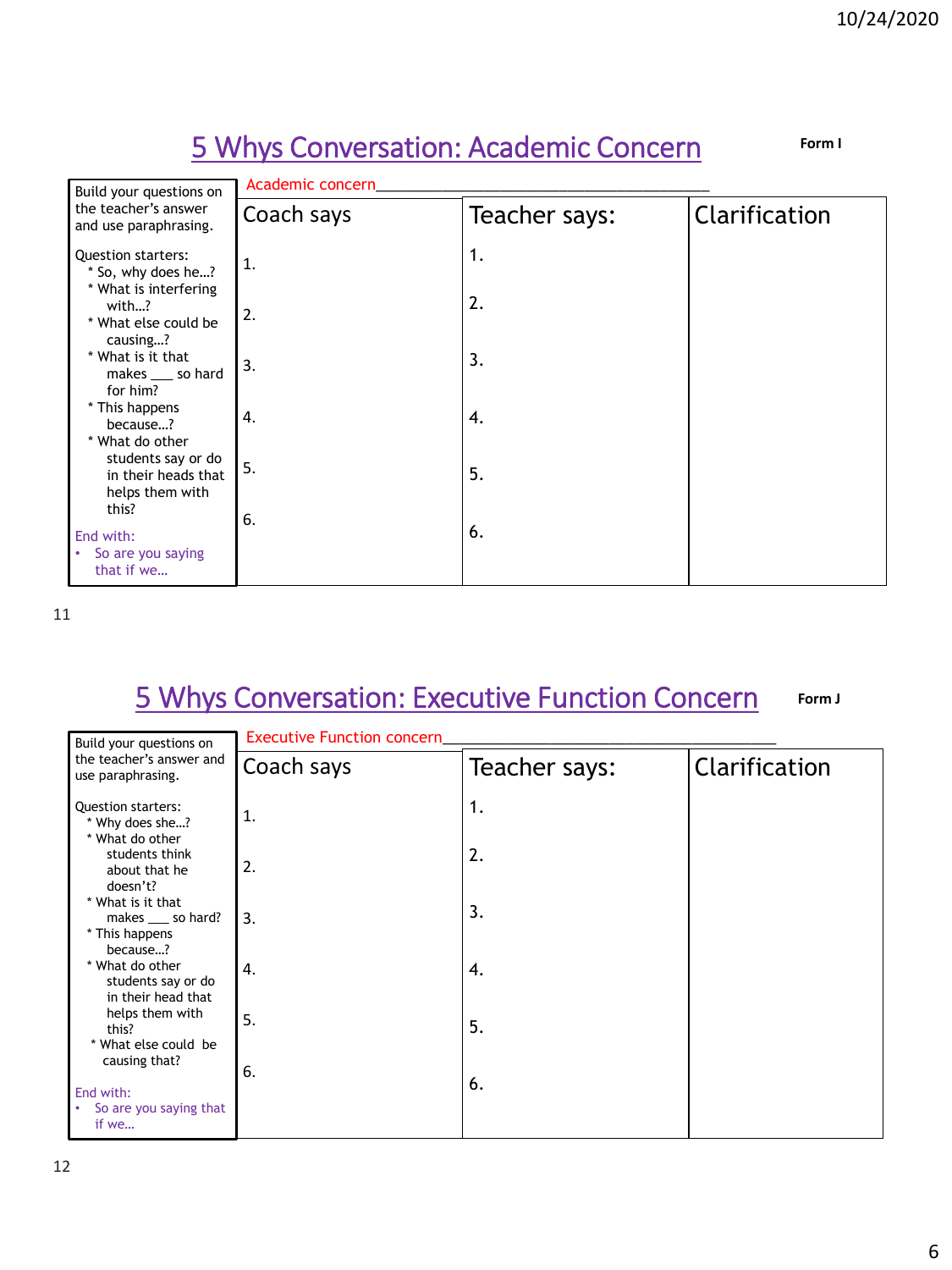## 5 Whys Conversation: Academic Concern

**Form I**

Academic concern_______________________________________

| Build your questions on the teacher's answer and use paraphrasing.<br><br>Question starters:<br>* So, why does he…?<br>* What is interfering with…?<br>* What else could be causing…?<br>* What is it that makes ___ so hard for him?<br>* This happens because…?<br>* What do other students say or do in their heads that helps them with this?<br><br>End with:<br>• So are you saying that if we… | Coach says | Teacher says: | Clarification |
|---|---|---|---|
| | 1. | 1. | |
| | 2. | 2. | |
| | 3. | 3. | |
| | 4. | 4. | |
| | 5. | 5. | |
| | 6. | 6. | |

11

## 5 Whys Conversation: Executive Function Concern

**Form J**

Executive Function concern_______________________________________

| Build your questions on the teacher's answer and use paraphrasing.<br><br>Question starters:<br>* Why does she…?<br>* What do other students think about that he doesn't?<br>* What is it that makes ___ so hard?<br>* This happens because…?<br>* What do other students say or do in their head that helps them with this?<br>* What else could be causing that?<br><br>End with:<br>• So are you saying that if we… | Coach says | Teacher says: | Clarification |
|---|---|---|---|
| | 1. | 1. | |
| | 2. | 2. | |
| | 3. | 3. | |
| | 4. | 4. | |
| | 5. | 5. | |
| | 6. | 6. | |

12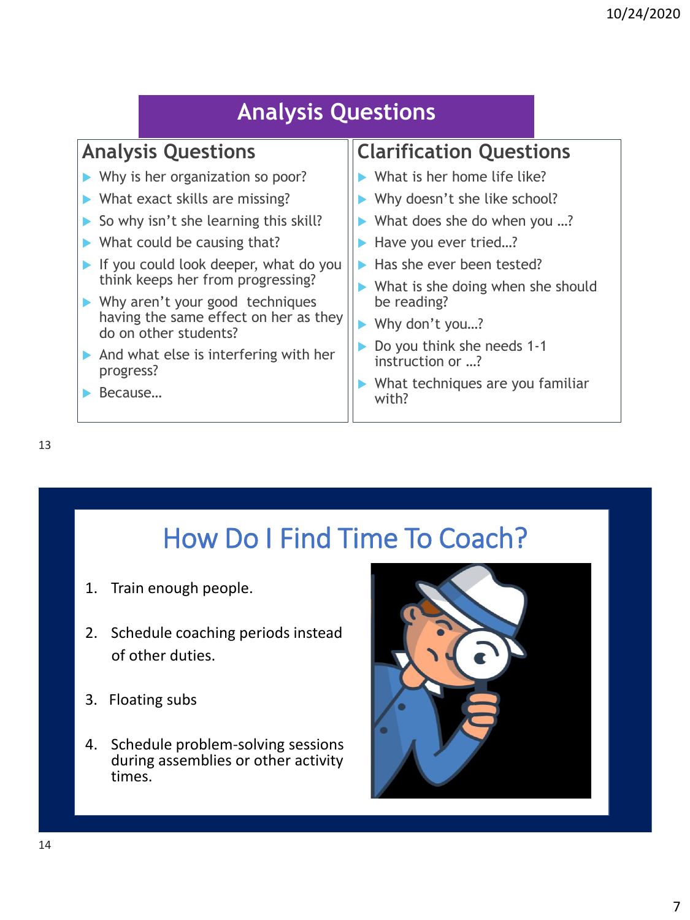# Analysis Questions

## Analysis Questions

- Why is her organization so poor?
- What exact skills are missing?
- So why isn't she learning this skill?
- What could be causing that?
- If you could look deeper, what do you think keeps her from progressing?
- Why aren't your good techniques having the same effect on her as they do on other students?
- And what else is interfering with her progress?
- Because…

## Clarification Questions

- What is her home life like?
- Why doesn't she like school?
- What does she do when you …?
- Have you ever tried…?
- Has she ever been tested?
- What is she doing when she should be reading?
- Why don't you…?
- Do you think she needs 1-1 instruction or …?
- What techniques are you familiar with?

# How Do I Find Time To Coach?

1. Train enough people.
2. Schedule coaching periods instead of other duties.
3. Floating subs
4. Schedule problem-solving sessions during assemblies or other activity times.